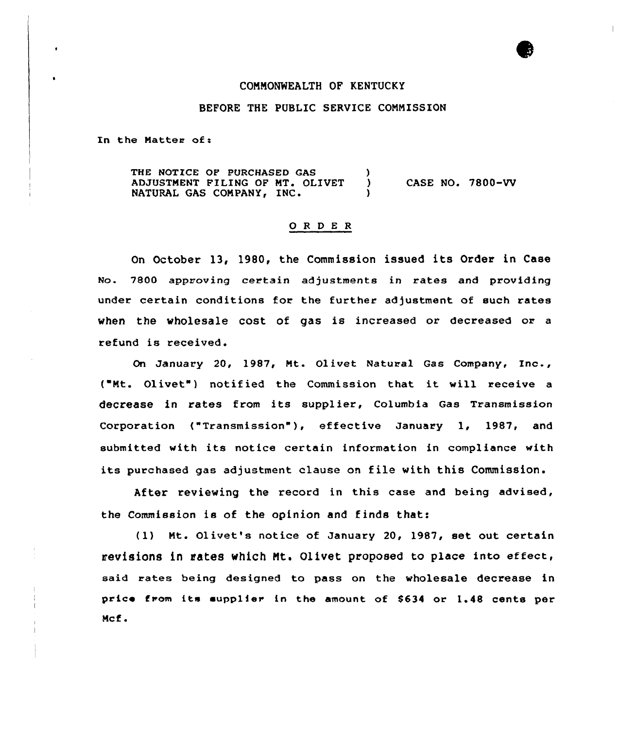COMMONWEALTH OF KENTUCKY

BEFORE THE PUBLIC SERVICE COMMISSION

In the Matter of:

| | | |
|---|---|---|
| THE NOTICE OF PURCHASED GAS ADJUSTMENT FILING OF MT. OLIVET NATURAL GAS COMPANY, INC. | ) ) ) | CASE NO. 7800-VV |

## O R D E R

On October 13, 1980, the Commission issued its Order in Case No. 7800 approving certain adjustments in rates and providing under certain conditions for the further adjustment of such rates when the wholesale cost of gas is increased or decreased or a refund is received.

On January 20, 1987, Mt. Olivet Natural Gas Company, Inc., ("Mt. Olivet") notified the Commission that it will receive a decrease in rates from its supplier, Columbia Gas Transmission Corporation ("Transmission"), effective January 1, 1987, and submitted with its notice certain information in compliance with its purchased gas adjustment clause on file with this Commission.

After reviewing the record in this case and being advised, the Commission is of the opinion and finds that:

(1) Mt. Olivet's notice of January 20, 1987, set out certain revisions in rates which Mt. Olivet proposed to place into effect, said rates being designed to pass on the wholesale decrease in price from its supplier in the amount of $634 or 1.48 cents per Mcf.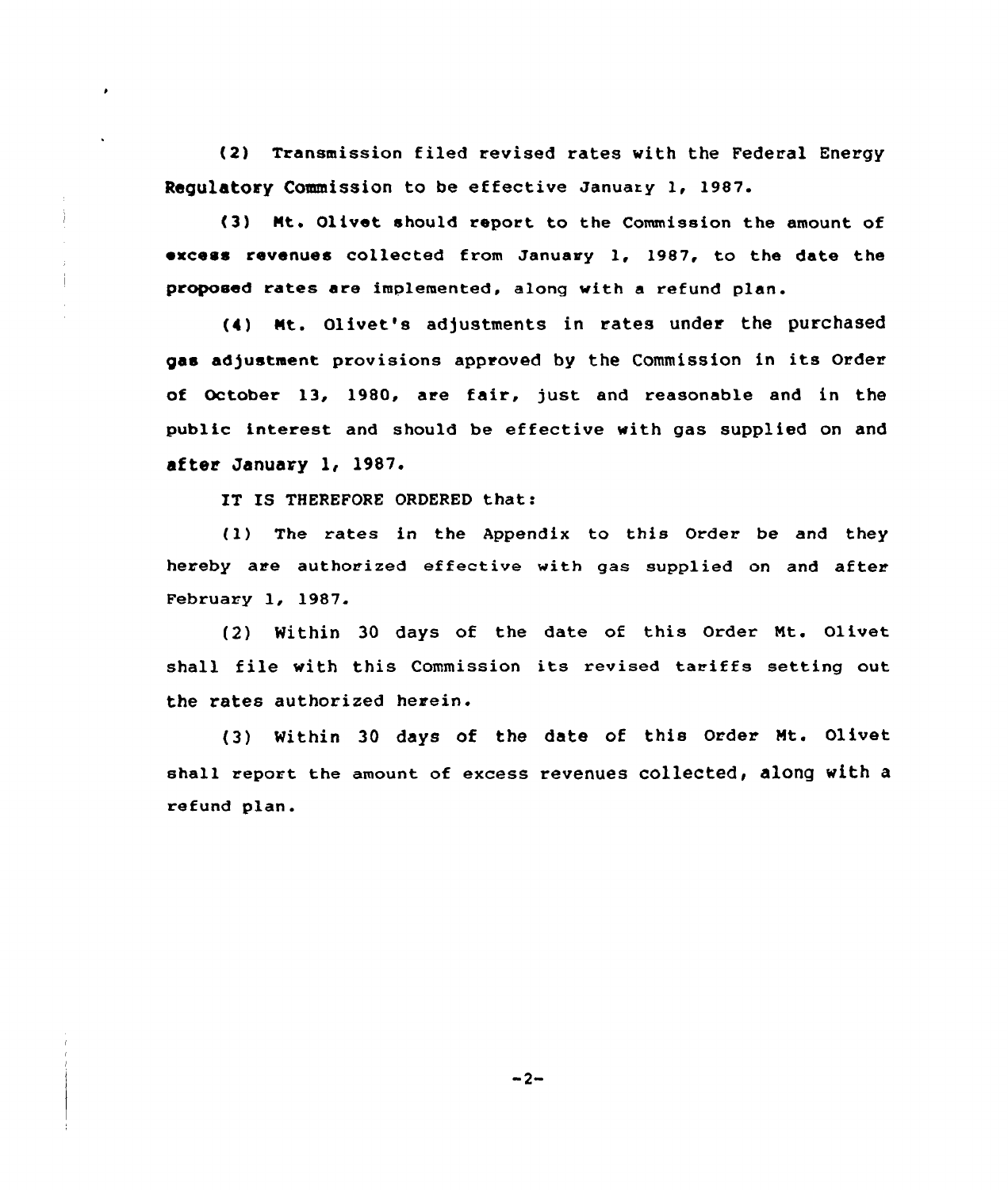(2) Transmission filed revised rates with the Federal Energy Regulatory Commission to be effective January 1, 1987.

(3) Mt. Olivet should report to the Commission the amount of excess revenues collected from January 1, 1987, to the date the proposed rates are implemented, along with a refund plan.

(4) Mt. Olivet's adjustments in rates under the purchased gas adjustment provisions approved by the Commission in its Order of October 13, 1980, are fair, just and reasonable and in the public interest and should be effective with gas supplied on and after January 1, 1987.

IT IS THEREFORE ORDERED that:

(1) The rates in the Appendix to this Order be and they hereby are authorized effective with gas supplied on and after February 1, 1987.

(2) Within 30 days of the date of this Order Mt. Olivet shall file with this Commission its revised tariffs setting out the rates authorized herein.

(3) Within 30 days of the date of this Order Mt. Olivet shall report the amount of excess revenues collected, along with a refund plan.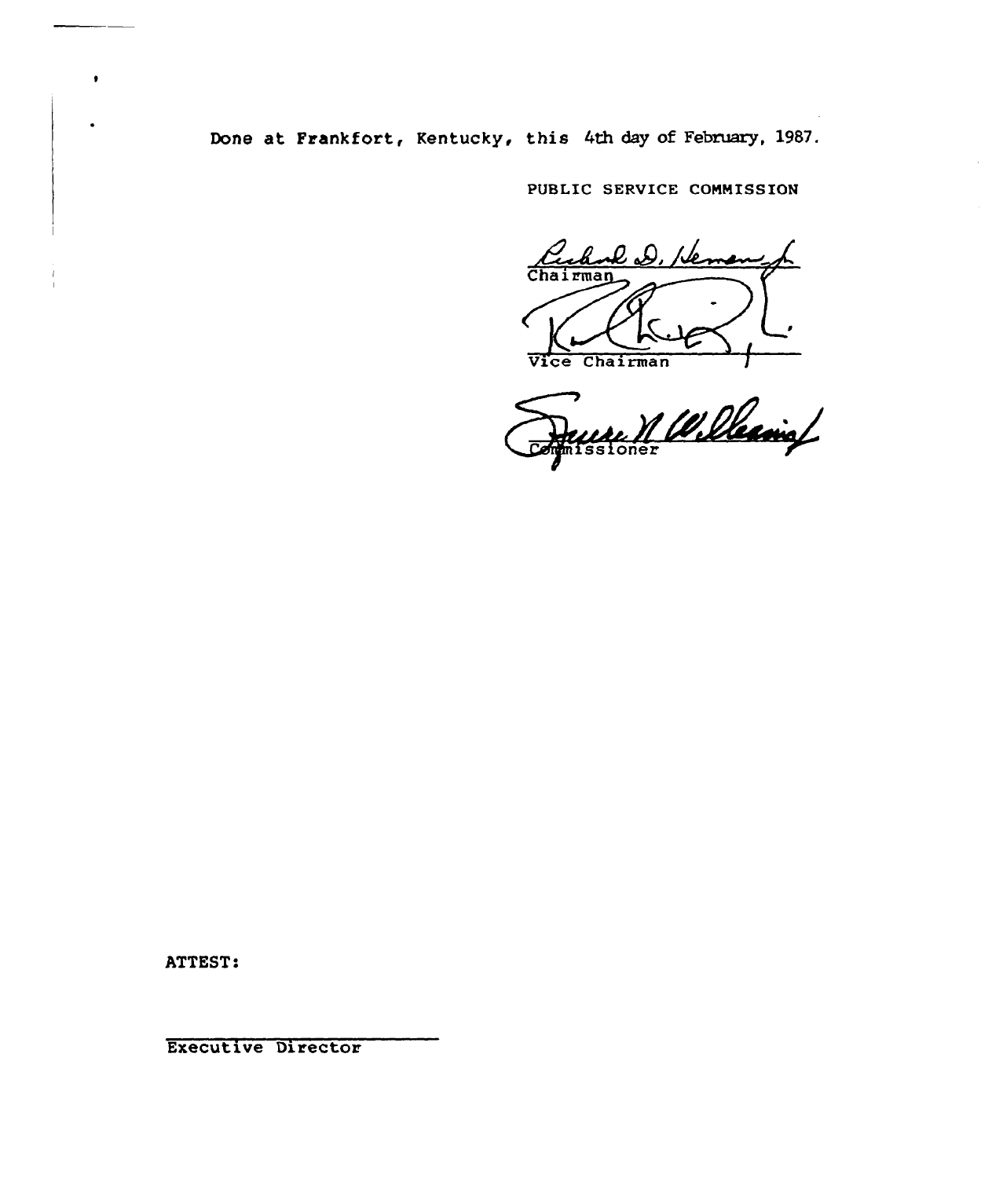Done at Frankfort, Kentucky, this 4th day of February, 1987.

PUBLIC SERVICE COMMISSION

Chairman

Vice Chairman

Commissioner

ATTEST:

Executive Director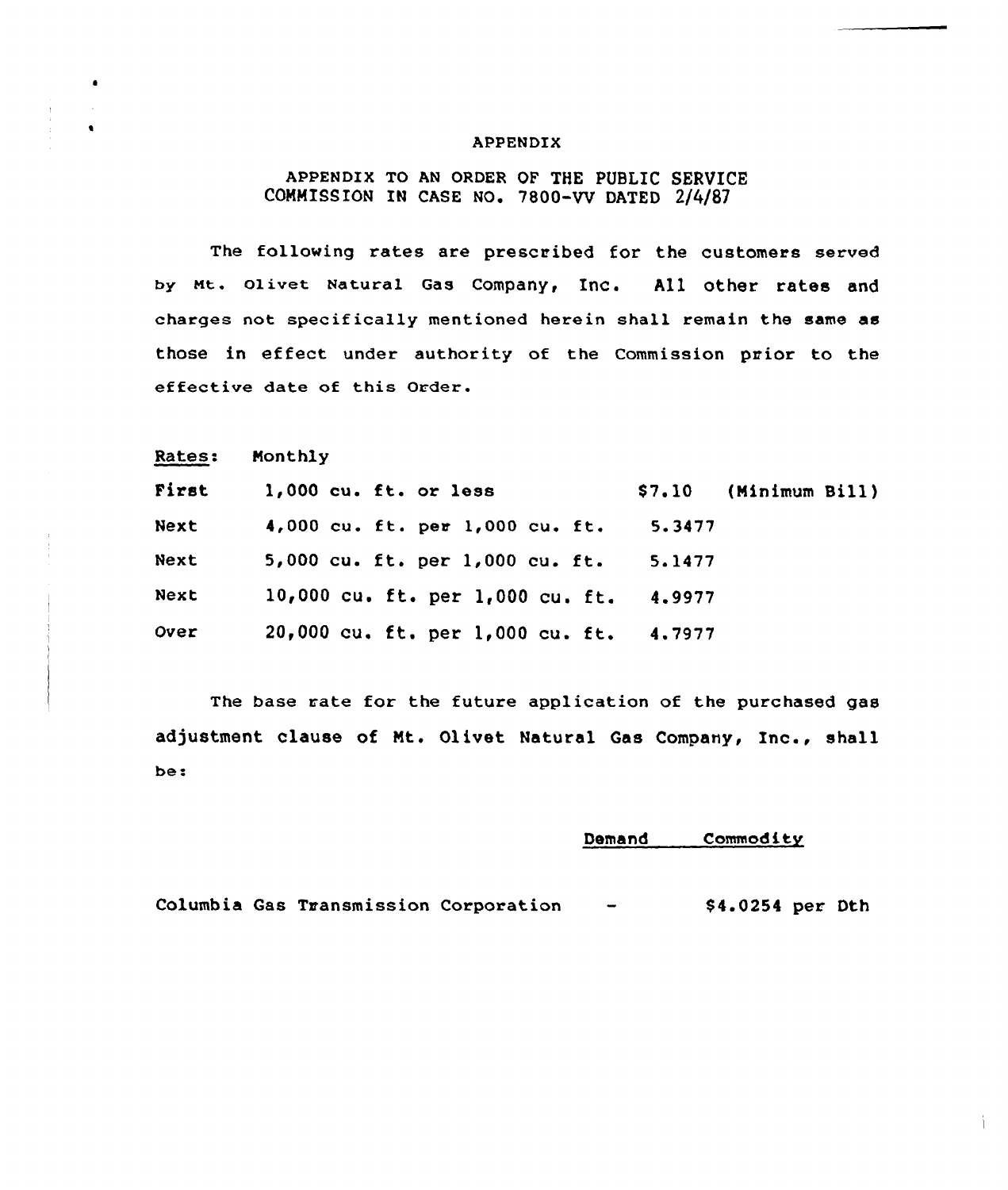# APPENDIX

## APPENDIX TO AN ORDER OF THE PUBLIC SERVICE COMMISSION IN CASE NO. 7800-VV DATED 2/4/87

The following rates are prescribed for the customers served by Mt. Olivet Natural Gas Company, Inc. All other rates and charges not specifically mentioned herein shall remain the same as those in effect under authority of the Commission prior to the effective date of this Order.

Rates: Monthly

| | | | |
|---|---|---|---|
| First | 1,000 cu. ft. or less | $7.10 | (Minimum Bill) |
| Next | 4,000 cu. ft. per 1,000 cu. ft. | 5.3477 | |
| Next | 5,000 cu. ft. per 1,000 cu. ft. | 5.1477 | |
| Next | 10,000 cu. ft. per 1,000 cu. ft. | 4.9977 | |
| Over | 20,000 cu. ft. per 1,000 cu. ft. | 4.7977 | |

The base rate for the future application of the purchased gas adjustment clause of Mt. Olivet Natural Gas Company, Inc., shall be:

| | Demand | Commodity |
|---|---|---|
| Columbia Gas Transmission Corporation | - | $4.0254 per Dth |